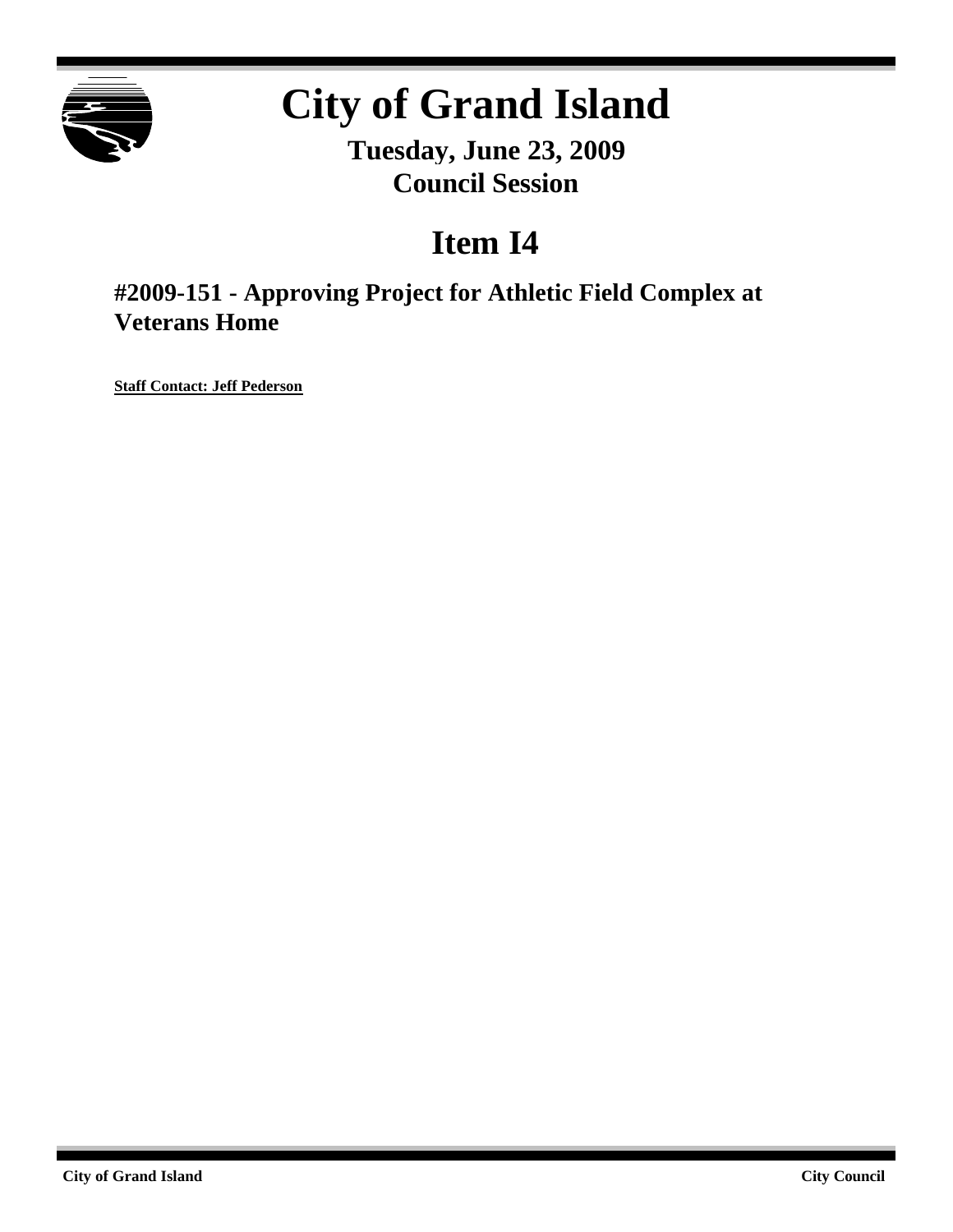# City of Grand Island

**Tuesday, June 23, 2009**
**Council Session**

## Item I4

### #2009-151 - Approving Project for Athletic Field Complex at Veterans Home

**Staff Contact: Jeff Pederson**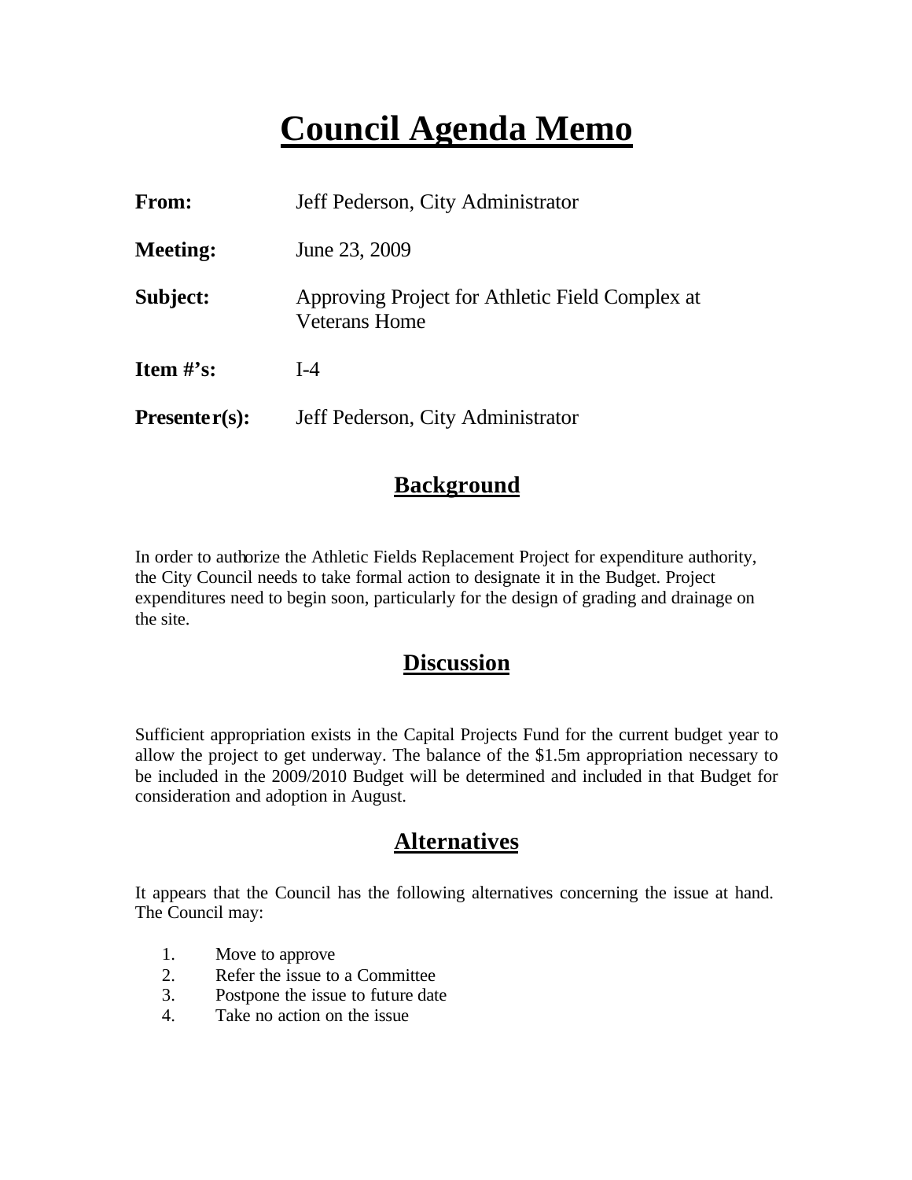# Council Agenda Memo

| | |
|---|---|
| **From:** | Jeff Pederson, City Administrator |
| **Meeting:** | June 23, 2009 |
| **Subject:** | Approving Project for Athletic Field Complex at Veterans Home |
| **Item #'s:** | I-4 |
| **Presenter(s):** | Jeff Pederson, City Administrator |

## Background

In order to authorize the Athletic Fields Replacement Project for expenditure authority, the City Council needs to take formal action to designate it in the Budget. Project expenditures need to begin soon, particularly for the design of grading and drainage on the site.

## Discussion

Sufficient appropriation exists in the Capital Projects Fund for the current budget year to allow the project to get underway. The balance of the $1.5m appropriation necessary to be included in the 2009/2010 Budget will be determined and included in that Budget for consideration and adoption in August.

## Alternatives

It appears that the Council has the following alternatives concerning the issue at hand. The Council may:

1. Move to approve
2. Refer the issue to a Committee
3. Postpone the issue to future date
4. Take no action on the issue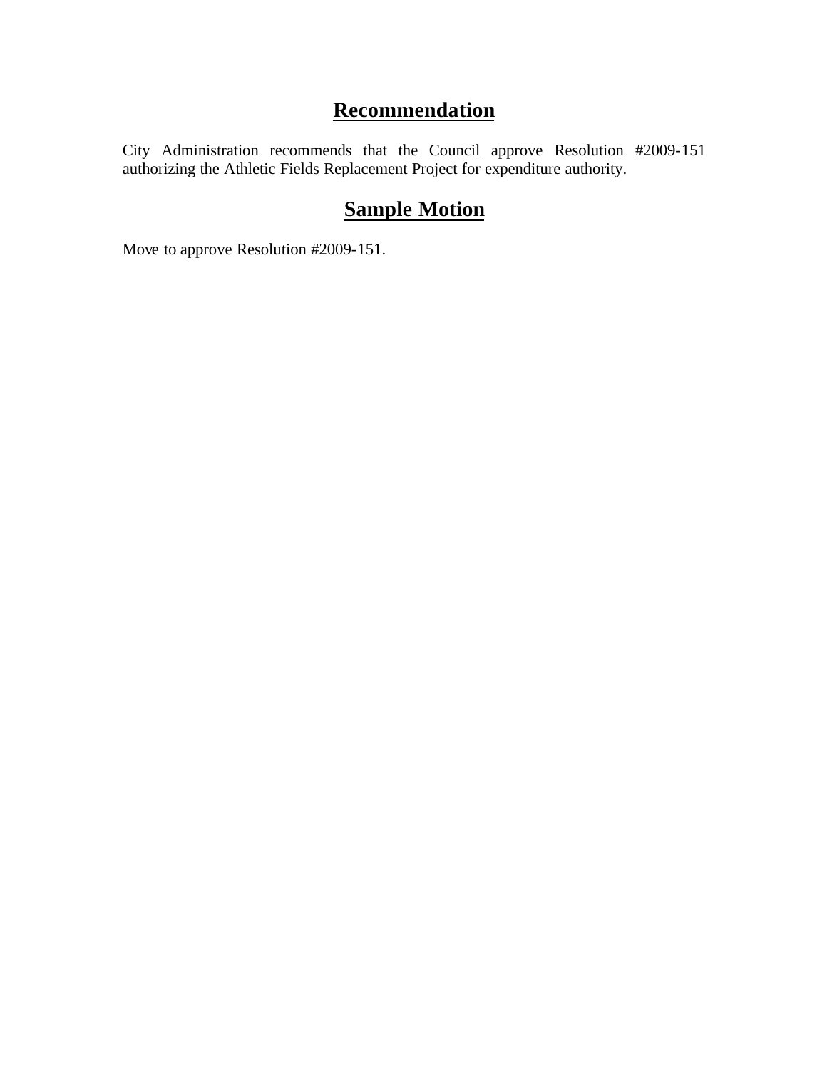## Recommendation

City Administration recommends that the Council approve Resolution #2009-151 authorizing the Athletic Fields Replacement Project for expenditure authority.

## Sample Motion

Move to approve Resolution #2009-151.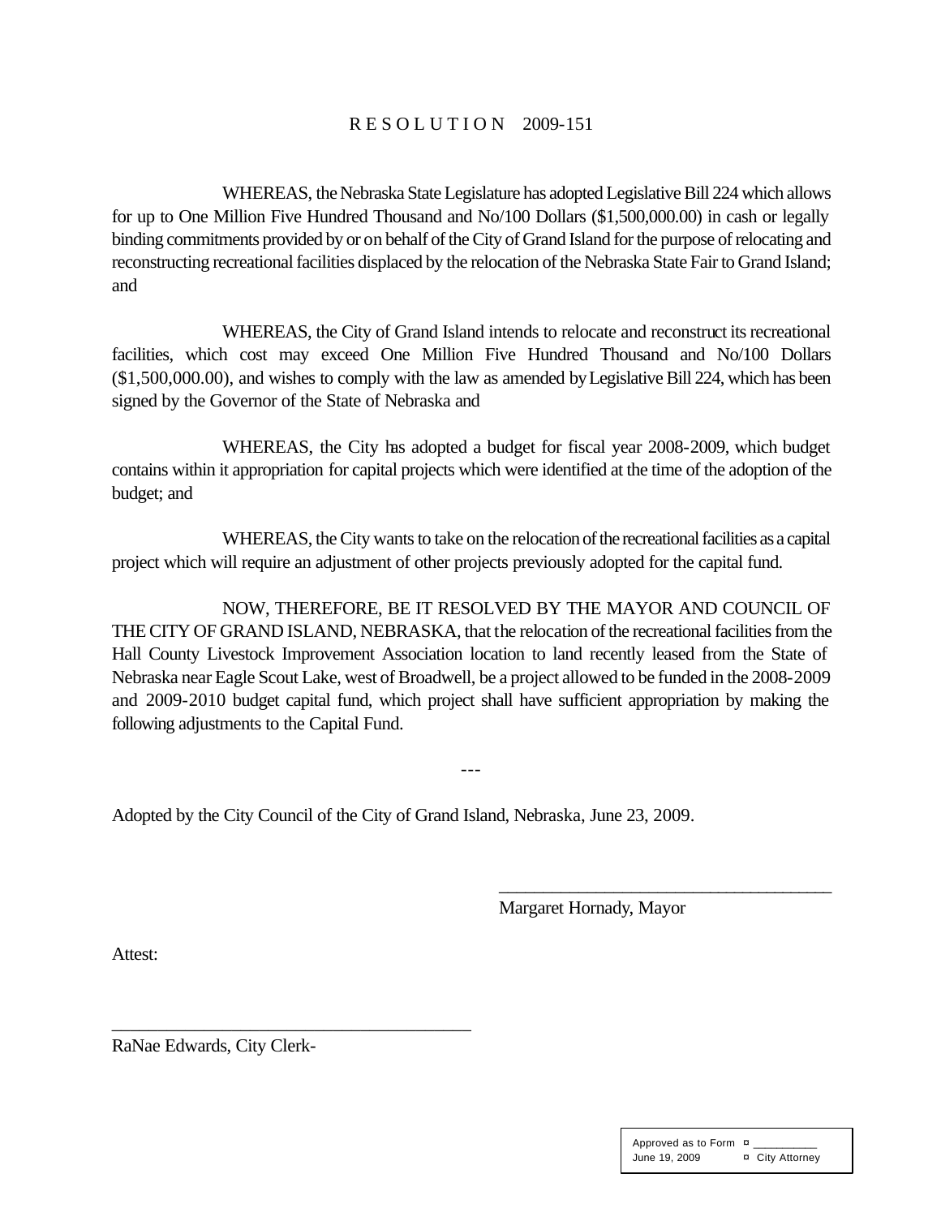# R E S O L U T I O N 2009-151

WHEREAS, the Nebraska State Legislature has adopted Legislative Bill 224 which allows for up to One Million Five Hundred Thousand and No/100 Dollars ($1,500,000.00) in cash or legally binding commitments provided by or on behalf of the City of Grand Island for the purpose of relocating and reconstructing recreational facilities displaced by the relocation of the Nebraska State Fair to Grand Island; and

WHEREAS, the City of Grand Island intends to relocate and reconstruct its recreational facilities, which cost may exceed One Million Five Hundred Thousand and No/100 Dollars ($1,500,000.00), and wishes to comply with the law as amended by Legislative Bill 224, which has been signed by the Governor of the State of Nebraska and

WHEREAS, the City has adopted a budget for fiscal year 2008-2009, which budget contains within it appropriation for capital projects which were identified at the time of the adoption of the budget; and

WHEREAS, the City wants to take on the relocation of the recreational facilities as a capital project which will require an adjustment of other projects previously adopted for the capital fund.

NOW, THEREFORE, BE IT RESOLVED BY THE MAYOR AND COUNCIL OF THE CITY OF GRAND ISLAND, NEBRASKA, that the relocation of the recreational facilities from the Hall County Livestock Improvement Association location to land recently leased from the State of Nebraska near Eagle Scout Lake, west of Broadwell, be a project allowed to be funded in the 2008-2009 and 2009-2010 budget capital fund, which project shall have sufficient appropriation by making the following adjustments to the Capital Fund.

---

Adopted by the City Council of the City of Grand Island, Nebraska, June 23, 2009.

_______________________________________
Margaret Hornady, Mayor

Attest:

_______________________________________
RaNae Edwards, City Clerk-

| | |
|---|---|
| Approved as to Form ¤ | __________ |
| June 19, 2009 | ¤ City Attorney |